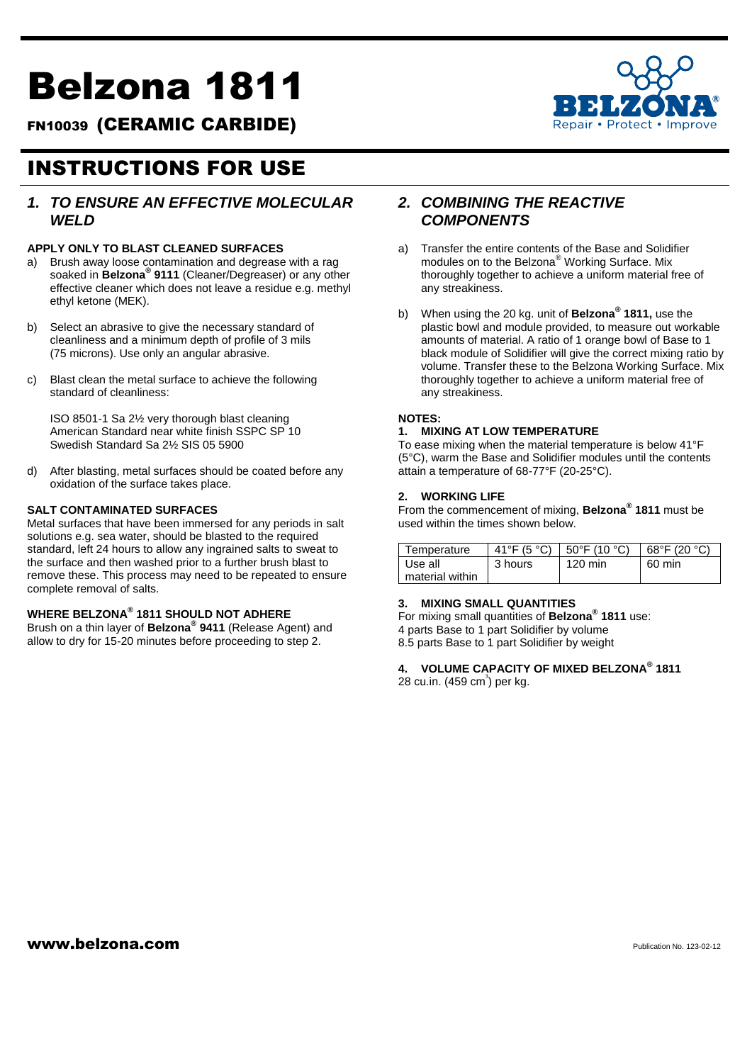# Belzona 1811

## FN10039 (CERAMIC CARBIDE)

# INSTRUCTIONS FOR USE

## *1. TO ENSURE AN EFFECTIVE MOLECULAR WELD*

**APPLY ONLY TO BLAST CLEANED SURFACES**

a) Brush away loose contamination and degrease with a rag soaked in **Belzona® 9111** (Cleaner/Degreaser) or any other effective cleaner which does not leave a residue e.g. methyl ethyl ketone (MEK).

b) Select an abrasive to give the necessary standard of cleanliness and a minimum depth of profile of 3 mils (75 microns). Use only an angular abrasive.

c) Blast clean the metal surface to achieve the following standard of cleanliness:

   ISO 8501-1 Sa 2½ very thorough blast cleaning
   American Standard near white finish SSPC SP 10
   Swedish Standard Sa 2½ SIS 05 5900

d) After blasting, metal surfaces should be coated before any oxidation of the surface takes place.

**SALT CONTAMINATED SURFACES**

Metal surfaces that have been immersed for any periods in salt solutions e.g. sea water, should be blasted to the required standard, left 24 hours to allow any ingrained salts to sweat to the surface and then washed prior to a further brush blast to remove these. This process may need to be repeated to ensure complete removal of salts.

**WHERE BELZONA® 1811 SHOULD NOT ADHERE**

Brush on a thin layer of **Belzona® 9411** (Release Agent) and allow to dry for 15-20 minutes before proceeding to step 2.

## *2. COMBINING THE REACTIVE COMPONENTS*

a) Transfer the entire contents of the Base and Solidifier modules on to the Belzona® Working Surface. Mix thoroughly together to achieve a uniform material free of any streakiness.

b) When using the 20 kg. unit of **Belzona® 1811,** use the plastic bowl and module provided, to measure out workable amounts of material. A ratio of 1 orange bowl of Base to 1 black module of Solidifier will give the correct mixing ratio by volume. Transfer these to the Belzona Working Surface. Mix thoroughly together to achieve a uniform material free of any streakiness.

**NOTES:**

**1. MIXING AT LOW TEMPERATURE**

To ease mixing when the material temperature is below 41°F (5°C), warm the Base and Solidifier modules until the contents attain a temperature of 68-77°F (20-25°C).

**2. WORKING LIFE**

From the commencement of mixing, **Belzona® 1811** must be used within the times shown below.

| Temperature | 41°F (5 °C) | 50°F (10 °C) | 68°F (20 °C) |
|---|---|---|---|
| Use all material within | 3 hours | 120 min | 60 min |

**3. MIXING SMALL QUANTITIES**

For mixing small quantities of **Belzona® 1811** use:
4 parts Base to 1 part Solidifier by volume
8.5 parts Base to 1 part Solidifier by weight

**4. VOLUME CAPACITY OF MIXED BELZONA® 1811**

28 cu.in. (459 $cm^3$) per kg.

**www.belzona.com**

Publication No. 123-02-12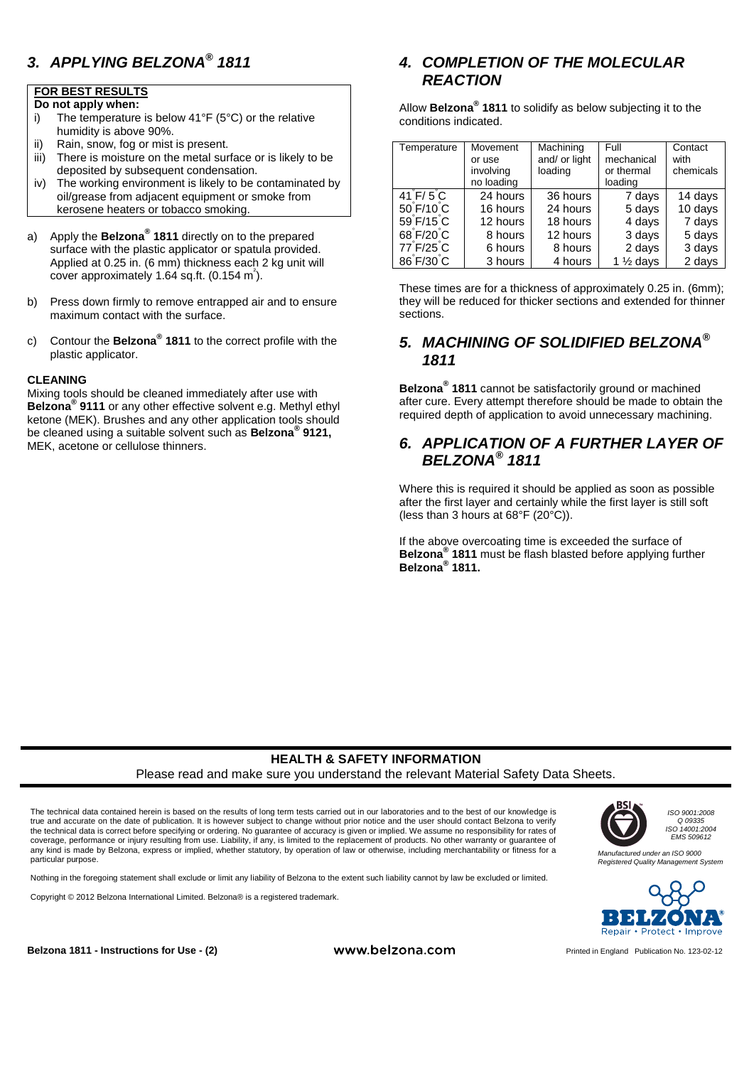## *3. APPLYING BELZONA® 1811*

**FOR BEST RESULTS**

**Do not apply when:**

- i) The temperature is below 41°F (5°C) or the relative humidity is above 90%.
- ii) Rain, snow, fog or mist is present.
- iii) There is moisture on the metal surface or is likely to be deposited by subsequent condensation.
- iv) The working environment is likely to be contaminated by oil/grease from adjacent equipment or smoke from kerosene heaters or tobacco smoking.

a) Apply the **Belzona® 1811** directly on to the prepared surface with the plastic applicator or spatula provided. Applied at 0.25 in. (6 mm) thickness each 2 kg unit will cover approximately 1.64 sq.ft. (0.154 $m^2$).

b) Press down firmly to remove entrapped air and to ensure maximum contact with the surface.

c) Contour the **Belzona® 1811** to the correct profile with the plastic applicator.

**CLEANING**

Mixing tools should be cleaned immediately after use with **Belzona® 9111** or any other effective solvent e.g. Methyl ethyl ketone (MEK). Brushes and any other application tools should be cleaned using a suitable solvent such as **Belzona® 9121,** MEK, acetone or cellulose thinners.

## *4. COMPLETION OF THE MOLECULAR REACTION*

Allow **Belzona® 1811** to solidify as below subjecting it to the conditions indicated.

| Temperature | Movement or use involving no loading | Machining and/ or light loading | Full mechanical or thermal loading | Contact with chemicals |
|---|---|---|---|---|
| 41°F/ 5°C | 24 hours | 36 hours | 7 days | 14 days |
| 50°F/10°C | 16 hours | 24 hours | 5 days | 10 days |
| 59°F/15°C | 12 hours | 18 hours | 4 days | 7 days |
| 68°F/20°C | 8 hours | 12 hours | 3 days | 5 days |
| 77°F/25°C | 6 hours | 8 hours | 2 days | 3 days |
| 86°F/30°C | 3 hours | 4 hours | 1 ½ days | 2 days |

These times are for a thickness of approximately 0.25 in. (6mm); they will be reduced for thicker sections and extended for thinner sections.

## *5. MACHINING OF SOLIDIFIED BELZONA® 1811*

**Belzona® 1811** cannot be satisfactorily ground or machined after cure. Every attempt therefore should be made to obtain the required depth of application to avoid unnecessary machining.

## *6. APPLICATION OF A FURTHER LAYER OF BELZONA® 1811*

Where this is required it should be applied as soon as possible after the first layer and certainly while the first layer is still soft (less than 3 hours at 68°F (20°C)).

If the above overcoating time is exceeded the surface of **Belzona® 1811** must be flash blasted before applying further **Belzona® 1811.**

**HEALTH & SAFETY INFORMATION**

Please read and make sure you understand the relevant Material Safety Data Sheets.

The technical data contained herein is based on the results of long term tests carried out in our laboratories and to the best of our knowledge is true and accurate on the date of publication. It is however subject to change without prior notice and the user should contact Belzona to verify the technical data is correct before specifying or ordering. No guarantee of accuracy is given or implied. We assume no responsibility for rates of coverage, performance or injury resulting from use. Liability, if any, is limited to the replacement of products. No other warranty or guarantee of any kind is made by Belzona, express or implied, whether statutory, by operation of law or otherwise, including merchantability or fitness for a particular purpose.

Nothing in the foregoing statement shall exclude or limit any liability of Belzona to the extent such liability cannot by law be excluded or limited.

Copyright © 2012 Belzona International Limited. Belzona® is a registered trademark.

*ISO 9001:2008 Q 09335*
*ISO 14001:2004 EMS 509612*

*Manufactured under an ISO 9000 Registered Quality Management System*

BELZONA® Repair • Protect • Improve

**Belzona 1811 - Instructions for Use - (2)** www.belzona.com Printed in England Publication No. 123-02-12